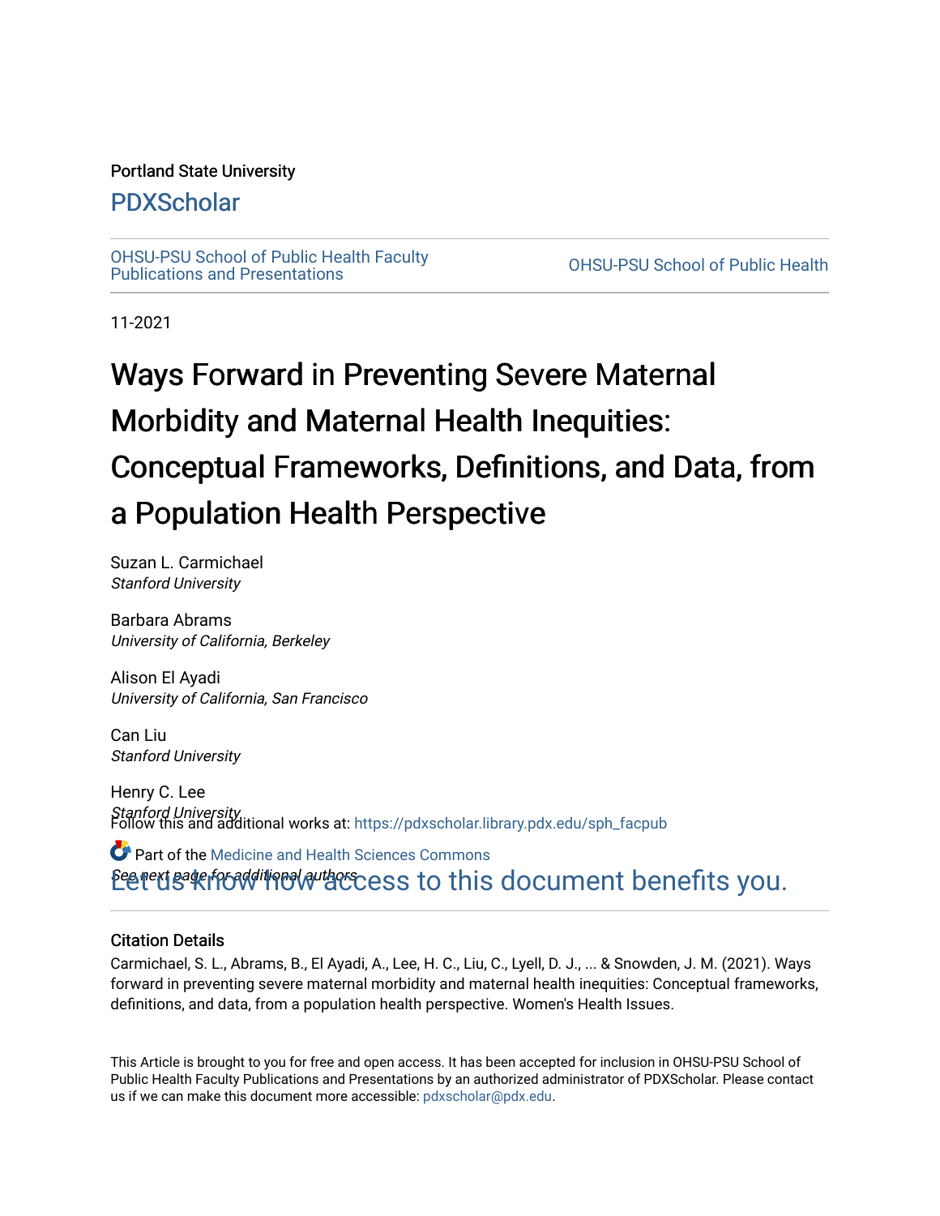Portland State University

# PDXScholar

OHSU-PSU School of Public Health Faculty Publications and Presentations

OHSU-PSU School of Public Health

11-2021

# Ways Forward in Preventing Severe Maternal Morbidity and Maternal Health Inequities: Conceptual Frameworks, Definitions, and Data, from a Population Health Perspective

Suzan L. Carmichael
*Stanford University*

Barbara Abrams
*University of California, Berkeley*

Alison El Ayadi
*University of California, San Francisco*

Can Liu
*Stanford University*

Henry C. Lee
*Stanford University*

*See next page for additional authors*

Follow this and additional works at: https://pdxscholar.library.pdx.edu/sph_facpub

Part of the Medicine and Health Sciences Commons

Let us know how access to this document benefits you.

### Citation Details

Carmichael, S. L., Abrams, B., El Ayadi, A., Lee, H. C., Liu, C., Lyell, D. J., ... & Snowden, J. M. (2021). Ways forward in preventing severe maternal morbidity and maternal health inequities: Conceptual frameworks, definitions, and data, from a population health perspective. Women's Health Issues.

This Article is brought to you for free and open access. It has been accepted for inclusion in OHSU-PSU School of Public Health Faculty Publications and Presentations by an authorized administrator of PDXScholar. Please contact us if we can make this document more accessible: pdxscholar@pdx.edu.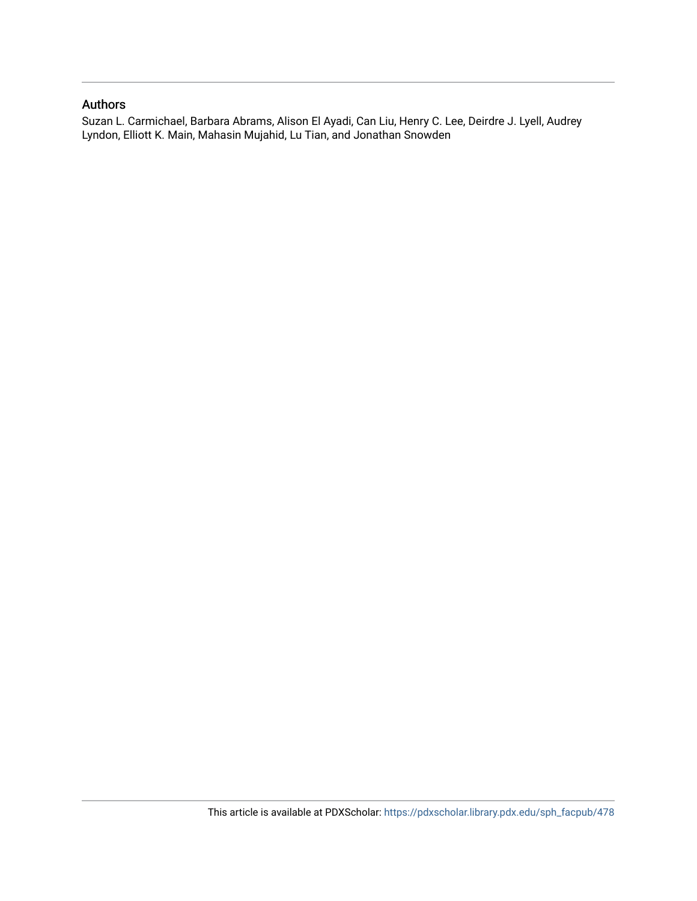## Authors

Suzan L. Carmichael, Barbara Abrams, Alison El Ayadi, Can Liu, Henry C. Lee, Deirdre J. Lyell, Audrey Lyndon, Elliott K. Main, Mahasin Mujahid, Lu Tian, and Jonathan Snowden

This article is available at PDXScholar: https://pdxscholar.library.pdx.edu/sph_facpub/478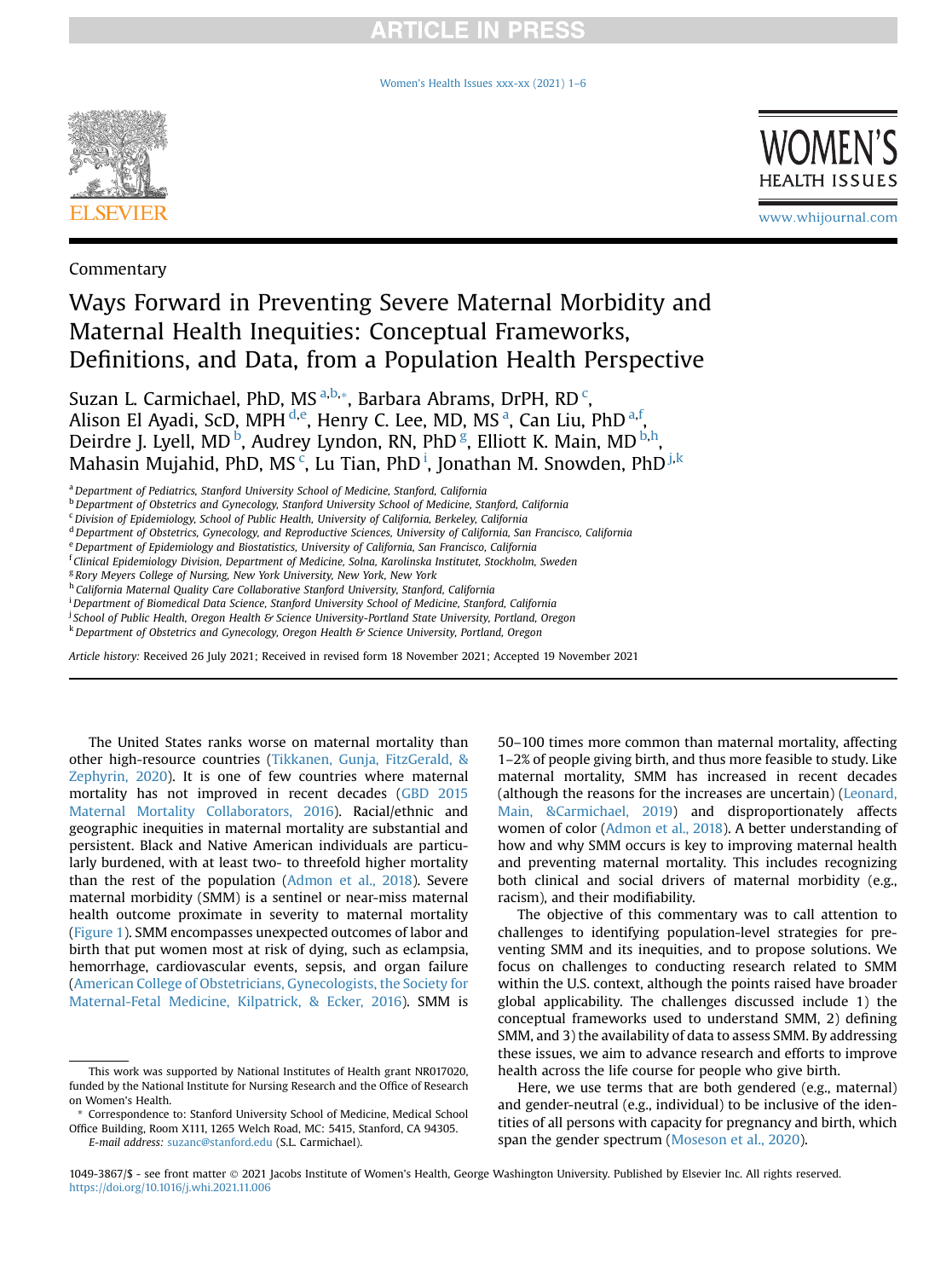Commentary

# Ways Forward in Preventing Severe Maternal Morbidity and Maternal Health Inequities: Conceptual Frameworks, Definitions, and Data, from a Population Health Perspective

Suzan L. Carmichael, PhD, MS [a,b,*], Barbara Abrams, DrPH, RD [c], Alison El Ayadi, ScD, MPH [d,e], Henry C. Lee, MD, MS [a], Can Liu, PhD [a,f], Deirdre J. Lyell, MD [b], Audrey Lyndon, RN, PhD [g], Elliott K. Main, MD [b,h], Mahasin Mujahid, PhD, MS [c], Lu Tian, PhD [i], Jonathan M. Snowden, PhD [j,k]

[a] Department of Pediatrics, Stanford University School of Medicine, Stanford, California
[b] Department of Obstetrics and Gynecology, Stanford University School of Medicine, Stanford, California
[c] Division of Epidemiology, School of Public Health, University of California, Berkeley, California
[d] Department of Obstetrics, Gynecology, and Reproductive Sciences, University of California, San Francisco, California
[e] Department of Epidemiology and Biostatistics, University of California, San Francisco, California
[f] Clinical Epidemiology Division, Department of Medicine, Solna, Karolinska Institutet, Stockholm, Sweden
[g] Rory Meyers College of Nursing, New York University, New York, New York
[h] California Maternal Quality Care Collaborative Stanford University, Stanford, California
[i] Department of Biomedical Data Science, Stanford University School of Medicine, Stanford, California
[j] School of Public Health, Oregon Health & Science University-Portland State University, Portland, Oregon
[k] Department of Obstetrics and Gynecology, Oregon Health & Science University, Portland, Oregon

*Article history:* Received 26 July 2021; Received in revised form 18 November 2021; Accepted 19 November 2021

The United States ranks worse on maternal mortality than other high-resource countries (Tikkanen, Gunja, FitzGerald, & Zephyrin, 2020). It is one of few countries where maternal mortality has not improved in recent decades (GBD 2015 Maternal Mortality Collaborators, 2016). Racial/ethnic and geographic inequities in maternal mortality are substantial and persistent. Black and Native American individuals are particularly burdened, with at least two- to threefold higher mortality than the rest of the population (Admon et al., 2018). Severe maternal morbidity (SMM) is a sentinel or near-miss maternal health outcome proximate to maternal mortality (Figure 1). SMM encompasses unexpected outcomes of labor and birth that put women most at risk of dying, such as eclampsia, hemorrhage, cardiovascular events, sepsis, and organ failure (American College of Obstetricians, Gynecologists, the Society for Maternal-Fetal Medicine, Kilpatrick, & Ecker, 2016). SMM is 50–100 times more common than maternal mortality, affecting 1–2% of people giving birth, and thus more feasible to study. Like maternal mortality, SMM has increased in recent decades (although the reasons for the increases are uncertain) (Leonard, Main, &Carmichael, 2019) and disproportionately affects women of color (Admon et al., 2018). A better understanding of how and why SMM occurs is key to improving maternal health and preventing maternal mortality. This includes recognizing both clinical and social drivers of maternal morbidity (e.g., racism), and their modifiability.

The objective of this commentary was to call attention to challenges to identifying population-level strategies for preventing SMM and its inequities, and to propose solutions. We focus on challenges to conducting research related to SMM within the U.S. context, although the points raised have broader global applicability. The challenges discussed include 1) the conceptual frameworks used to understand SMM, 2) defining SMM, and 3) the availability of data to assess SMM. By addressing these issues, we aim to advance research and efforts to improve health across the life course for people who give birth.

Here, we use terms that are both gendered (e.g., maternal) and gender-neutral (e.g., individual) to be inclusive of the identities of all persons with capacity for pregnancy and birth, which span the gender spectrum (Moseson et al., 2020).

This work was supported by National Institutes of Health grant NR017020, funded by the National Institute for Nursing Research and the Office of Research on Women's Health.

* Correspondence to: Stanford University School of Medicine, Medical School Office Building, Room X111, 1265 Welch Road, MC: 5415, Stanford, CA 94305.
*E-mail address:* suzanc@stanford.edu (S.L. Carmichael).

1049-3867/$ - see front matter © 2021 Jacobs Institute of Women's Health, George Washington University. Published by Elsevier Inc. All rights reserved.
https://doi.org/10.1016/j.whi.2021.11.006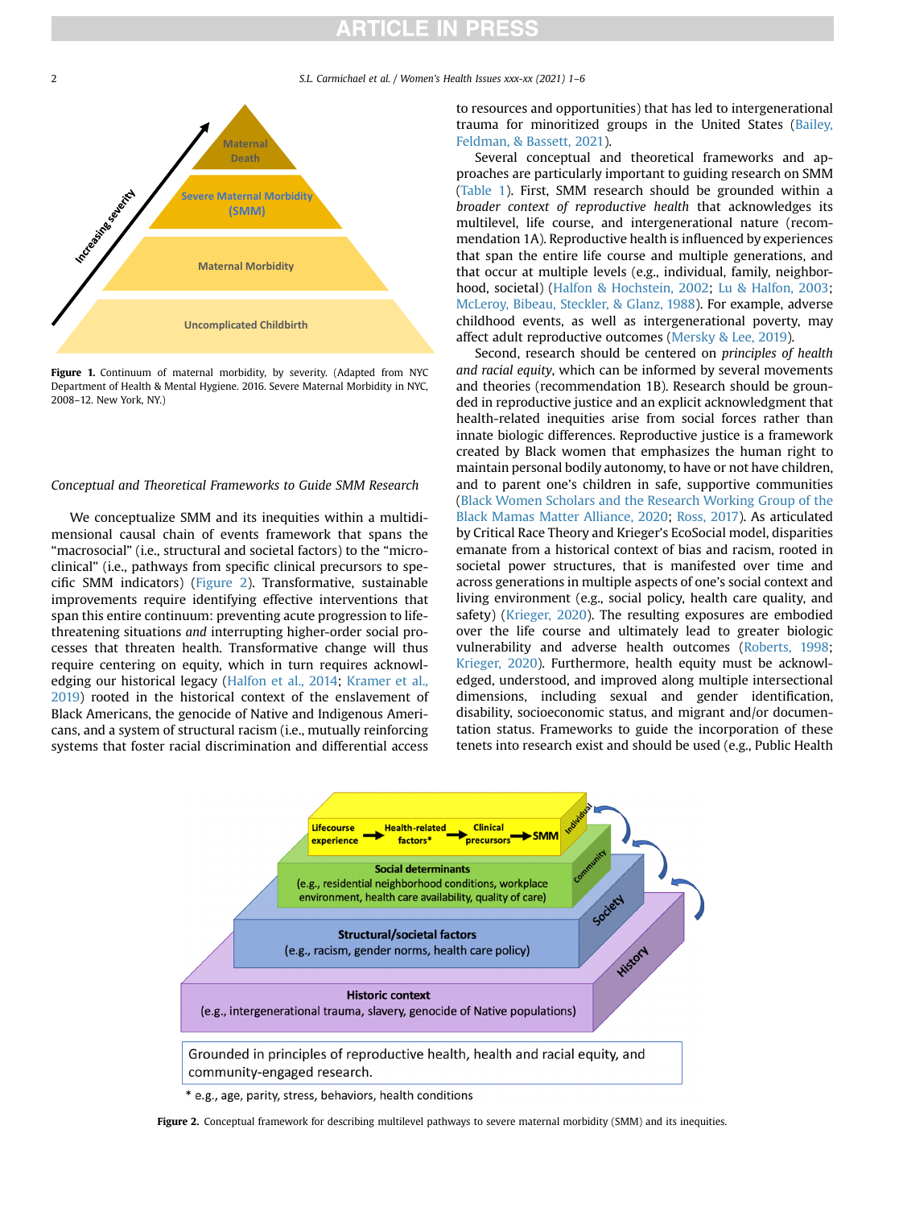Figure 1. Continuum of maternal morbidity, by severity. (Adapted from NYC Department of Health & Mental Hygiene. 2016. Severe Maternal Morbidity in NYC, 2008–12. New York, NY.)

### Conceptual and Theoretical Frameworks to Guide SMM Research

We conceptualize SMM and its inequities within a multidimensional causal chain of events framework that spans the "macrosocial" (i.e., structural and societal factors) to the "microclinical" (i.e., pathways from specific clinical precursors to specific SMM indicators) (Figure 2). Transformative, sustainable improvements require identifying effective interventions that span this entire continuum: preventing acute progression to life-threatening situations *and* interrupting higher-order social processes that threaten health. Transformative change will thus require centering on equity, which in turn requires acknowledging our historical legacy (Halfon et al., 2014; Kramer et al., 2019) rooted in the historical context of the enslavement of Black Americans, the genocide of Native and Indigenous Americans, and a system of structural racism (i.e., mutually reinforcing systems that foster racial discrimination and differential access to resources and opportunities) that has led to intergenerational trauma for minoritized groups in the United States (Bailey, Feldman, & Bassett, 2021).

Several conceptual and theoretical frameworks and approaches are particularly important to guiding research on SMM (Table 1). First, SMM research should be grounded within a *broader context of reproductive health* that acknowledges its multilevel, life course, and intergenerational nature (recommendation 1A). Reproductive health is influenced by experiences that span the entire life course and multiple generations, and that occur at multiple levels (e.g., individual, family, neighborhood, societal) (Halfon & Hochstein, 2002; Lu & Halfon, 2003; McLeroy, Bibeau, Steckler, & Glanz, 1988). For example, adverse childhood events, as well as intergenerational poverty, may affect adult reproductive outcomes (Mersky & Lee, 2019).

Second, research should be centered on *principles of health and racial equity*, which can be informed by several movements and theories (recommendation 1B). Research should be grounded in reproductive justice and an explicit acknowledgment that health-related inequities arise from social forces rather than innate biologic differences. Reproductive justice is a framework created by Black women that emphasizes the human right to maintain personal bodily autonomy, to have or not have children, and to parent one's children in safe, supportive communities (Black Women Scholars and the Research Working Group of the Black Mamas Matter Alliance, 2020; Ross, 2017). As articulated by Critical Race Theory and Krieger's EcoSocial model, disparities emanate from a historical context of bias and racism, rooted in societal power structures, that is manifested over time and across generations in multiple aspects of one's social context and living environment (e.g., social policy, health care quality, and safety) (Krieger, 2020). The resulting exposures are embodied over the life course and ultimately lead to greater biologic vulnerability and adverse health outcomes (Roberts, 1998; Krieger, 2020). Furthermore, health equity must be acknowledged, understood, and improved along multiple intersectional dimensions, including sexual and gender identification, disability, socioeconomic status, and migrant and/or documentation status. Frameworks to guide the incorporation of these tenets into research exist and should be used (e.g., Public Health

Figure 2. Conceptual framework for describing multilevel pathways to severe maternal morbidity (SMM) and its inequities.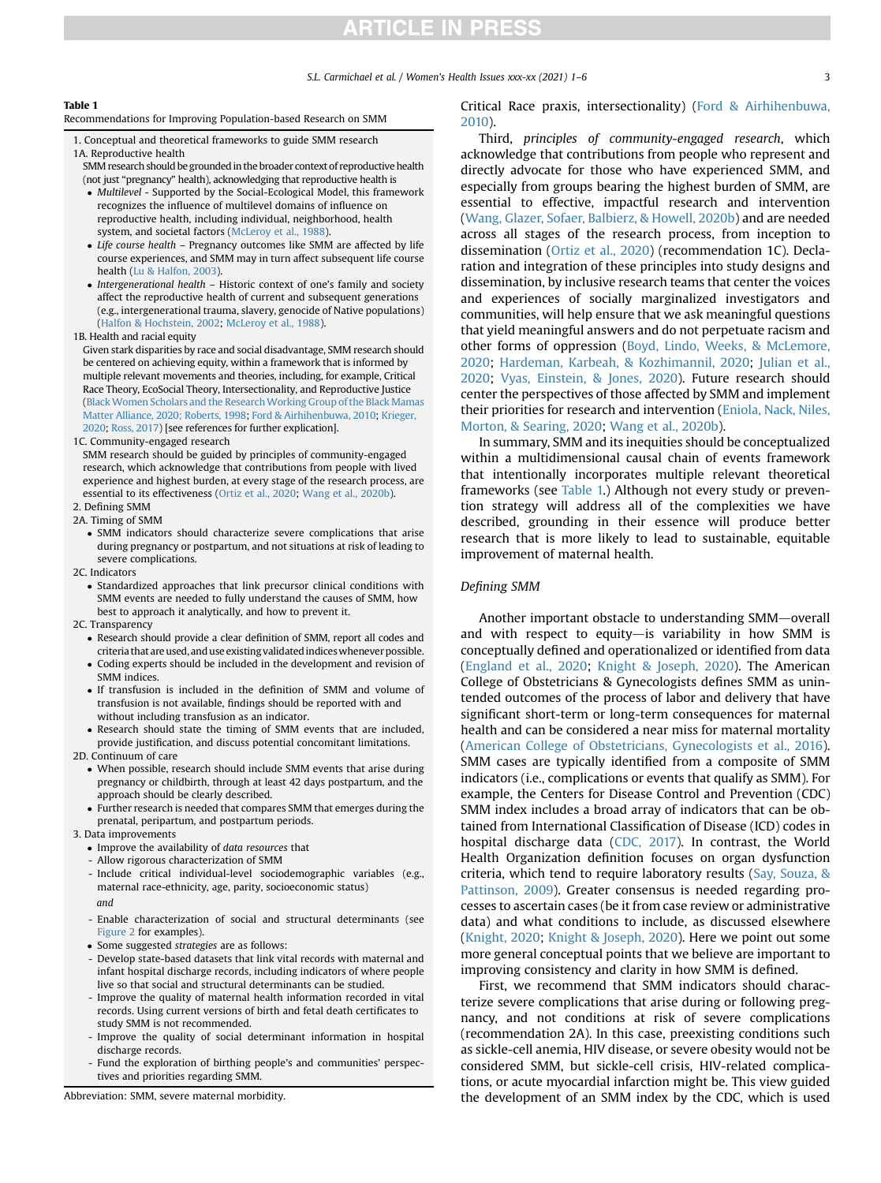**Table 1**
Recommendations for Improving Population-based Research on SMM

1. Conceptual and theoretical frameworks to guide SMM research
1A. Reproductive health
SMM research should be grounded in the broader context of reproductive health (not just "pregnancy" health), acknowledging that reproductive health is
   - *Multilevel* - Supported by the Social-Ecological Model, this framework recognizes the influence of multilevel domains of influence on reproductive health, including individual, neighborhood, health system, and societal factors (McLeroy et al., 1988).
   - *Life course health* – Pregnancy outcomes like SMM are affected by life course experiences, and SMM may in turn affect subsequent life course health (Lu & Halfon, 2003).
   - *Intergenerational health* – Historic context of one's family and society affect the reproductive health of current and subsequent generations (e.g., intergenerational trauma, slavery, genocide of Native populations) (Halfon & Hochstein, 2002; McLeroy et al., 1988).

1B. Health and racial equity
Given stark disparities by race and social disadvantage, SMM research should be centered on achieving equity, within a framework that is informed by multiple relevant movements and theories, including, for example, Critical Race Theory, EcoSocial Theory, Intersectionality, and Reproductive Justice (Black Women Scholars and the Research Working Group of the Black Mamas Matter Alliance, 2020; Roberts, 1998; Ford & Airhihenbuwa, 2010; Krieger, 2020; Ross, 2017) [see references for further explication].

1C. Community-engaged research
SMM research should be guided by principles of community-engaged research, which acknowledge that contributions from people with lived experience and highest burden, at every stage of the research process, are essential to its effectiveness (Ortiz et al., 2020; Wang et al., 2020b).

2. Defining SMM
2A. Timing of SMM
   - SMM indicators should characterize severe complications that arise during pregnancy or postpartum, and not situations at risk of leading to severe complications.

2C. Indicators
   - Standardized approaches that link precursor clinical conditions with SMM events are needed to fully understand the causes of SMM, how best to approach it analytically, and how to prevent it.

2C. Transparency
   - Research should provide a clear definition of SMM, report all codes and criteria that are used, and use existing validated indices whenever possible.
   - Coding experts should be included in the development and revision of SMM indices.
   - If transfusion is included in the definition of SMM and volume of transfusion is not available, findings should be reported with and without including transfusion as an indicator.
   - Research should state the timing of SMM events that are included, provide justification, and discuss potential concomitant limitations.

2D. Continuum of care
   - When possible, research should include SMM events that arise during pregnancy or childbirth, through at least 42 days postpartum, and the approach should be clearly described.
   - Further research is needed that compares SMM that emerges during the prenatal, peripartum, and postpartum periods.

3. Data improvements
   - Improve the availability of *data resources* that
     - Allow rigorous characterization of SMM
     - Include critical individual-level sociodemographic variables (e.g., maternal race-ethnicity, age, parity, socioeconomic status)

     *and*

     - Enable characterization of social and structural determinants (see Figure 2 for examples).
   - Some suggested *strategies* are as follows:
     - Develop state-based datasets that link vital records with maternal and infant hospital discharge records, including indicators of where people live so that social and structural determinants can be studied.
     - Improve the quality of maternal health information recorded in vital records. Using current versions of birth and fetal death certificates to study SMM is not recommended.
     - Improve the quality of social determinant information in hospital discharge records.
     - Fund the exploration of birthing people's and communities' perspectives and priorities regarding SMM.

Abbreviation: SMM, severe maternal morbidity.

Critical Race praxis, intersectionality) (Ford & Airhihenbuwa, 2010).

Third, *principles of community-engaged research*, which acknowledge that contributions from people who represent and directly advocate for those who have experienced SMM, and especially from groups bearing the highest burden of SMM, are essential to effective, impactful research and intervention (Wang, Glazer, Sofaer, Balbierz, & Howell, 2020b) and are needed across all stages of the research process, from inception to dissemination (Ortiz et al., 2020) (recommendation 1C). Declaration and integration of these principles into study designs and dissemination, by inclusive research teams that center the voices and experiences of socially marginalized investigators and communities, will help ensure that we ask meaningful questions that yield meaningful answers and do not perpetuate racism and other forms of oppression (Boyd, Lindo, Weeks, & McLemore, 2020; Hardeman, Karbeah, & Kozhimannil, 2020; Julian et al., 2020; Vyas, Einstein, & Jones, 2020). Future research should center the perspectives of those affected by SMM and implement their priorities for research and intervention (Eniola, Nack, Niles, Morton, & Searing, 2020; Wang et al., 2020b).

In summary, SMM and its inequities should be conceptualized within a multidimensional causal chain of events framework that intentionally incorporates multiple relevant theoretical frameworks (see Table 1.) Although not every study or prevention strategy will address all of the complexities we have described, grounding in their essence will produce better research that is more likely to lead to sustainable, equitable improvement of maternal health.

### Defining SMM

Another important obstacle to understanding SMM—overall and with respect to equity—is variability in how SMM is conceptually defined and operationalized or identified from data (England et al., 2020; Knight & Joseph, 2020). The American College of Obstetricians & Gynecologists defines SMM as unintended outcomes of the process of labor and delivery that have significant short-term or long-term consequences for maternal health and can be considered a near miss for maternal mortality (American College of Obstetricians, Gynecologists et al., 2016). SMM cases are typically identified from a composite of SMM indicators (i.e., complications or events that qualify as SMM). For example, the Centers for Disease Control and Prevention (CDC) SMM index includes a broad array of indicators that can be obtained from International Classification of Disease (ICD) codes in hospital discharge data (CDC, 2017). In contrast, the World Health Organization definition focuses on organ dysfunction criteria, which tend to require laboratory results (Say, Souza, & Pattinson, 2009). Greater consensus is needed regarding processes to ascertain cases (be it from case review or administrative data) and what conditions to include, as discussed elsewhere (Knight, 2020; Knight & Joseph, 2020). Here we point out some more general conceptual points that we believe are important to improving consistency and clarity in how SMM is defined.

First, we recommend that SMM indicators should characterize severe complications that arise during or following pregnancy, and not conditions at risk of severe complications (recommendation 2A). In this case, preexisting conditions such as sickle-cell anemia, HIV disease, or severe obesity would not be considered SMM, but sickle-cell crisis, HIV-related complications, or acute myocardial infarction might be. This view guided the development of an SMM index by the CDC, which is used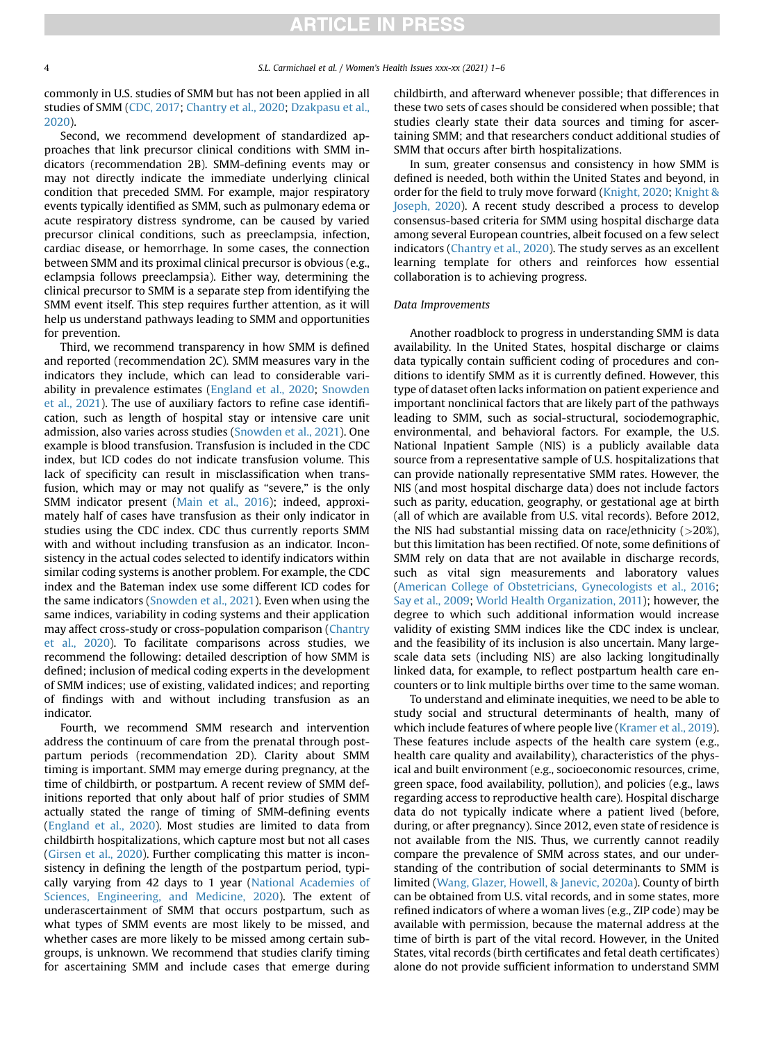commonly in U.S. studies of SMM but has not been applied in all studies of SMM (CDC, 2017; Chantry et al., 2020; Dzakpasu et al., 2020).

Second, we recommend development of standardized approaches that link precursor clinical conditions with SMM indicators (recommendation 2B). SMM-defining events may or may not directly indicate the immediate underlying clinical condition that preceded SMM. For example, major respiratory events typically identified as SMM, such as pulmonary edema or acute respiratory distress syndrome, can be caused by varied precursor clinical conditions, such as preeclampsia, infection, cardiac disease, or hemorrhage. In some cases, the connection between SMM and its proximal clinical precursor is obvious (e.g., eclampsia follows preeclampsia). Either way, determining the clinical precursor to SMM is a separate step from identifying the SMM event itself. This step requires further attention, as it will help us understand pathways leading to SMM and opportunities for prevention.

Third, we recommend transparency in how SMM is defined and reported (recommendation 2C). SMM measures vary in the indicators they include, which can lead to considerable variability in prevalence estimates (England et al., 2020; Snowden et al., 2021). The use of auxiliary factors to refine case identification, such as length of hospital stay or intensive care unit admission, also varies across studies (Snowden et al., 2021). One example is blood transfusion. Transfusion is included in the CDC index, but ICD codes do not indicate transfusion volume. This lack of specificity can result in misclassification when transfusion, which may or may not qualify as "severe," is the only SMM indicator present (Main et al., 2016); indeed, approximately half of cases have transfusion as their only indicator in studies using the CDC index. CDC thus currently reports SMM with and without including transfusion as an indicator. Inconsistency in the actual codes selected to identify indicators within similar coding systems is another problem. For example, the CDC index and the Bateman index use some different ICD codes for the same indicators (Snowden et al., 2021). Even when using the same indices, variability in coding systems and their application may affect cross-study or cross-population comparison (Chantry et al., 2020). To facilitate comparisons across studies, we recommend the following: detailed description of how SMM is defined; inclusion of medical coding experts in the development of SMM indices; use of existing, validated indices; and reporting of findings with and without including transfusion as an indicator.

Fourth, we recommend SMM research and intervention address the continuum of care from the prenatal through postpartum periods (recommendation 2D). Clarity about SMM timing is important. SMM may emerge during pregnancy, at the time of childbirth, or postpartum. A recent review of SMM definitions reported that only about half of prior studies of SMM actually stated the range of timing of SMM-defining events (England et al., 2020). Most studies are limited to data from childbirth hospitalizations, which capture most but not all cases (Girsen et al., 2020). Further complicating this matter is inconsistency in defining the length of the postpartum period, typically varying from 42 days to 1 year (National Academies of Sciences, Engineering, and Medicine, 2020). The extent of underascertainment of SMM that occurs postpartum, such as what types of SMM events are most likely to be missed, and whether cases are more likely to be missed among certain subgroups, is unknown. We recommend that studies clarify timing for ascertaining SMM and include cases that emerge during childbirth, and afterward whenever possible; that differences in these two sets of cases should be considered when possible; that studies clearly state their data sources and timing for ascertaining SMM; and that researchers conduct additional studies of SMM that occurs after birth hospitalizations.

In sum, greater consensus and consistency in how SMM is defined is needed, both within the United States and beyond, in order for the field to truly move forward (Knight, 2020; Knight & Joseph, 2020). A recent study described a process to develop consensus-based criteria for SMM using hospital discharge data among several European countries, albeit focused on a few select indicators (Chantry et al., 2020). The study serves as an excellent learning template for others and reinforces how essential collaboration is to achieving progress.

*Data Improvements*

Another roadblock to progress in understanding SMM is data availability. In the United States, hospital discharge or claims data typically contain sufficient coding of procedures and conditions to identify SMM as it is currently defined. However, this type of dataset often lacks information on patient experience and important nonclinical factors that are likely part of the pathways leading to SMM, such as social-structural, sociodemographic, environmental, and behavioral factors. For example, the U.S. National Inpatient Sample (NIS) is a publicly available data source from a representative sample of U.S. hospitalizations that can provide nationally representative SMM rates. However, the NIS (and most hospital discharge data) does not include factors such as parity, education, geography, or gestational age at birth (all of which are available from U.S. vital records). Before 2012, the NIS had substantial missing data on race/ethnicity (>20%), but this limitation has been rectified. Of note, some definitions of SMM rely on data that are not available in discharge records, such as vital sign measurements and laboratory values (American College of Obstetricians, Gynecologists et al., 2016; Say et al., 2009; World Health Organization, 2011); however, the degree to which such additional information would increase validity of existing SMM indices like the CDC index is unclear, and the feasibility of its inclusion is also uncertain. Many large-scale data sets (including NIS) are also lacking longitudinally linked data, for example, to reflect postpartum health care encounters or to link multiple births over time to the same woman.

To understand and eliminate inequities, we need to be able to study social and structural determinants of health, many of which include features of where people live (Kramer et al., 2019). These features include aspects of the health care system (e.g., health care quality and availability), characteristics of the physical and built environment (e.g., socioeconomic resources, crime, green space, food availability, pollution), and policies (e.g., laws regarding access to reproductive health care). Hospital discharge data do not typically indicate where a patient lived (before, during, or after pregnancy). Since 2012, even state of residence is not available from the NIS. Thus, we currently cannot readily compare the prevalence of SMM across states, and our understanding of the contribution of social determinants to SMM is limited (Wang, Glazer, Howell, & Janevic, 2020a). County of birth can be obtained from U.S. vital records, and in some states, more refined indicators of where a woman lives (e.g., ZIP code) may be available with permission, because the maternal address at the time of birth is part of the vital record. However, in the United States, vital records (birth certificates and fetal death certificates) alone do not provide sufficient information to understand SMM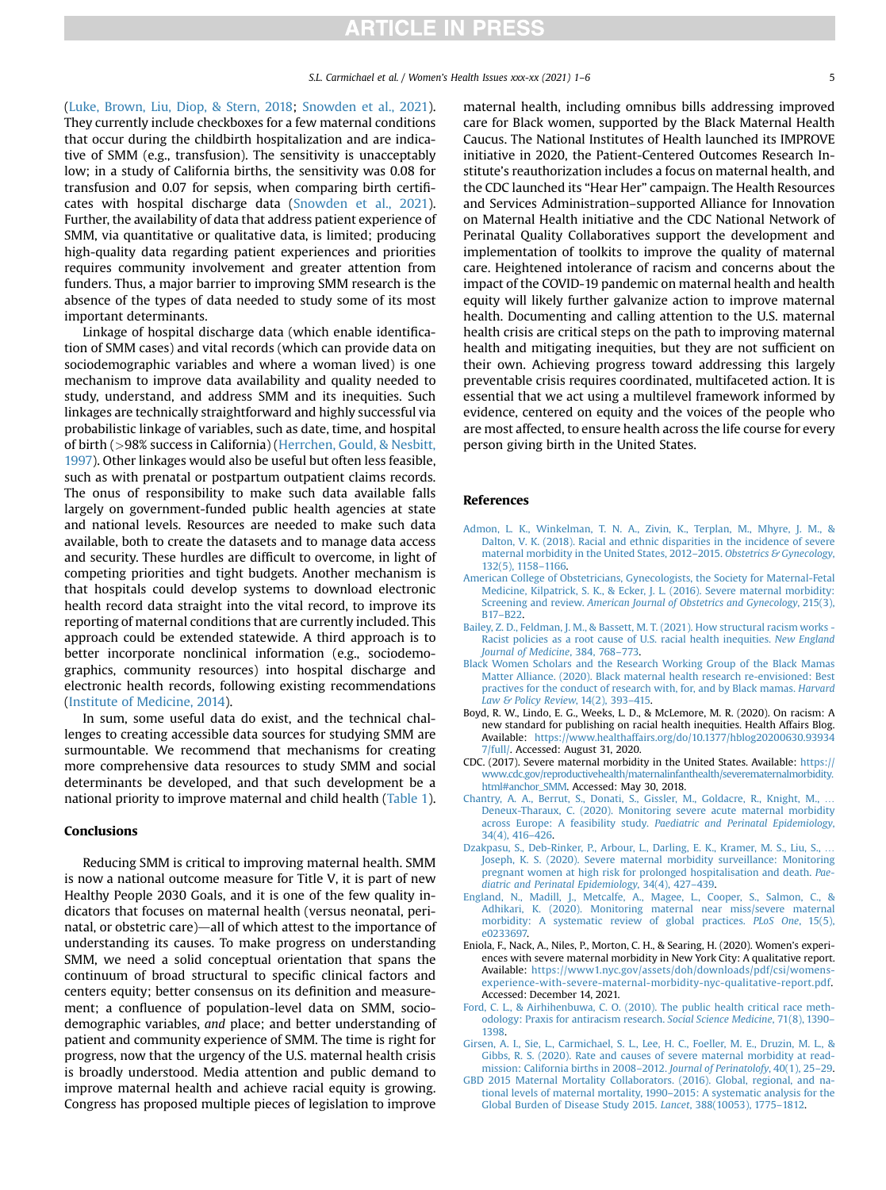(Luke, Brown, Liu, Diop, & Stern, 2018; Snowden et al., 2021). They currently include checkboxes for a few maternal conditions that occur during the childbirth hospitalization and are indicative of SMM (e.g., transfusion). The sensitivity is unacceptably low; in a study of California births, the sensitivity was 0.08 for transfusion and 0.07 for sepsis, when comparing birth certificates with hospital discharge data (Snowden et al., 2021). Further, the availability of data that address patient experience of SMM, via quantitative or qualitative data, is limited; producing high-quality data regarding patient experiences and priorities requires community involvement and greater attention from funders. Thus, a major barrier to improving SMM research is the absence of the types of data needed to study some of its most important determinants.

Linkage of hospital discharge data (which enable identification of SMM cases) and vital records (which can provide data on sociodemographic variables and where a woman lived) is one mechanism to improve data availability and quality needed to study, understand, and address SMM and its inequities. Such linkages are technically straightforward and highly successful via probabilistic linkage of variables, such as date, time, and hospital of birth (>98% success in California) (Herrchen, Gould, & Nesbitt, 1997). Other linkages would also be useful but often less feasible, such as with prenatal or postpartum outpatient claims records. The onus of responsibility to make such data available falls largely on government-funded public health agencies at state and national levels. Resources are needed to make such data available, both to create the datasets and to manage data access and security. These hurdles are difficult to overcome, in light of competing priorities and tight budgets. Another mechanism is that hospitals could develop systems to download electronic health record data straight into the vital record, to improve its reporting of maternal conditions that are currently included. This approach could be extended statewide. A third approach is to better incorporate nonclinical information (e.g., sociodemographics, community resources) into hospital discharge and electronic health records, following existing recommendations (Institute of Medicine, 2014).

In sum, some useful data do exist, and the technical challenges to creating accessible data sources for studying SMM are surmountable. We recommend that mechanisms for creating more comprehensive data resources to study SMM and social determinants be developed, and that such development be a national priority to improve maternal and child health (Table 1).

## Conclusions

Reducing SMM is critical to improving maternal health. SMM is now a national outcome measure for Title V, it is part of new Healthy People 2030 Goals, and it is one of the few quality indicators that focuses on maternal health (versus neonatal, perinatal, or obstetric care)—all of which attest to the importance of understanding its causes. To make progress on understanding SMM, we need a solid conceptual orientation that spans the continuum of broad structural to specific clinical factors and centers equity; better consensus on its definition and measurement; a confluence of population-level data on SMM, sociodemographic variables, *and* place; and better understanding of patient and community experience of SMM. The time is right for progress, now that the urgency of the U.S. maternal health crisis is broadly understood. Media attention and public demand to improve maternal health and achieve racial equity is growing. Congress has proposed multiple pieces of legislation to improve maternal health, including omnibus bills addressing improved care for Black women, supported by the Black Maternal Health Caucus. The National Institutes of Health launched its IMPROVE initiative in 2020, the Patient-Centered Outcomes Research Institute's reauthorization includes a focus on maternal health, and the CDC launched its "Hear Her" campaign. The Health Resources and Services Administration–supported Alliance for Innovation on Maternal Health initiative and the CDC National Network of Perinatal Quality Collaboratives support the development and implementation of toolkits to improve the quality of maternal care. Heightened intolerance of racism and concerns about the impact of the COVID-19 pandemic on maternal health and health equity will likely further galvanize action to improve maternal health. Documenting and calling attention to the U.S. maternal health crisis are critical steps on the path to improving maternal health and mitigating inequities, but they are not sufficient on their own. Achieving progress toward addressing this largely preventable crisis requires coordinated, multifaceted action. It is essential that we act using a multilevel framework informed by evidence, centered on equity and the voices of the people who are most affected, to ensure health across the life course for every person giving birth in the United States.

## References

Admon, L. K., Winkelman, T. N. A., Zivin, K., Terplan, M., Mhyre, J. M., & Dalton, V. K. (2018). Racial and ethnic disparities in the incidence of severe maternal morbidity in the United States, 2012–2015. *Obstetrics & Gynecology*, 132(5), 1158–1166.

American College of Obstetricians, Gynecologists, the Society for Maternal-Fetal Medicine, Kilpatrick, S. K., & Ecker, J. L. (2016). Severe maternal morbidity: Screening and review. *American Journal of Obstetrics and Gynecology*, 215(3), B17–B22.

Bailey, Z. D., Feldman, J. M., & Bassett, M. T. (2021). How structural racism works - Racist policies as a root cause of U.S. racial health inequities. *New England Journal of Medicine*, 384, 768–773.

Black Women Scholars and the Research Working Group of the Black Mamas Matter Alliance. (2020). Black maternal health research re-envisioned: Best practives for the conduct of research with, for, and by Black mamas. *Harvard Law & Policy Review*, 14(2), 393–415.

Boyd, R. W., Lindo, E. G., Weeks, L. D., & McLemore, M. R. (2020). On racism: A new standard for publishing on racial health inequities. Health Affairs Blog. Available: https://www.healthaffairs.org/do/10.1377/hblog20200630.939347/full/. Accessed: August 31, 2020.

CDC. (2017). Severe maternal morbidity in the United States. Available: https://www.cdc.gov/reproductivehealth/maternalinfanthealth/severematernalmorbidity.html#anchor_SMM. Accessed: May 30, 2018.

Chantry, A. A., Berrut, S., Donati, S., Gissler, M., Goldacre, R., Knight, M., … Deneux-Tharaux, C. (2020). Monitoring severe acute maternal morbidity across Europe: A feasibility study. *Paediatric and Perinatal Epidemiology*, 34(4), 416–426.

Dzakpasu, S., Deb-Rinker, P., Arbour, L., Darling, E. K., Kramer, M. S., Liu, S., … Joseph, K. S. (2020). Severe maternal morbidity surveillance: Monitoring pregnant women at high risk for prolonged hospitalisation and death. *Paediatric and Perinatal Epidemiology*, 34(4), 427–439.

England, N., Madill, J., Metcalfe, A., Magee, L., Cooper, S., Salmon, C., & Adhikari, K. (2020). Monitoring maternal near miss/severe maternal morbidity: A systematic review of global practices. *PLoS One*, 15(5), e0233697.

Eniola, F., Nack, A., Niles, P., Morton, C. H., & Searing, H. (2020). Women's experiences with severe maternal morbidity in New York City: A qualitative report. Available: https://www1.nyc.gov/assets/doh/downloads/pdf/csi/womens-experience-with-severe-maternal-morbidity-nyc-qualitative-report.pdf. Accessed: December 14, 2021.

Ford, C. L., & Airhihenbuwa, C. O. (2010). The public health critical race methodology: Praxis for antiracism research. *Social Science Medicine*, 71(8), 1390–1398.

Girsen, A. I., Sie, L., Carmichael, S. L., Lee, H. C., Foeller, M. E., Druzin, M. L., & Gibbs, R. S. (2020). Rate and causes of severe maternal morbidity at readmission: California births in 2008–2012. *Journal of Perinatolofy*, 40(1), 25–29.

GBD 2015 Maternal Mortality Collaborators. (2016). Global, regional, and national levels of maternal mortality, 1990–2015: A systematic analysis for the Global Burden of Disease Study 2015. *Lancet*, 388(10053), 1775–1812.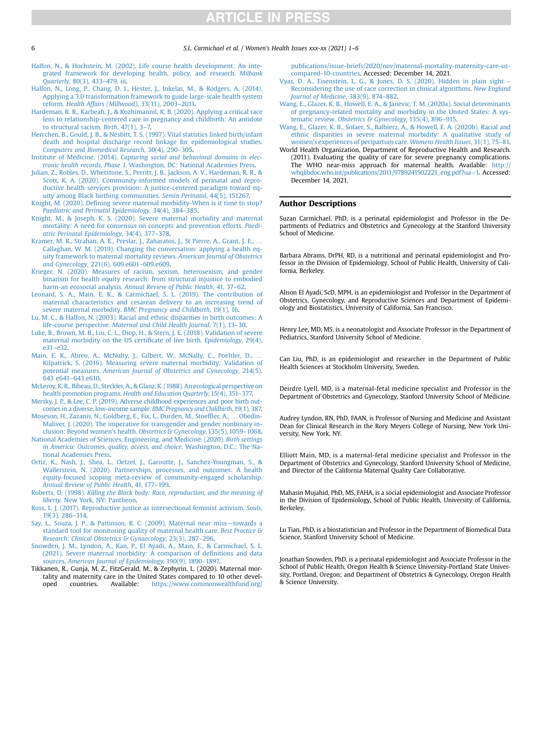Halfon, N., & Hochstein, M. (2002). Life course health development: An integrated framework for developing health, policy, and research. *Milbank Quarterly*, 80(3), 433–479, iii.

Halfon, N., Long, P., Chang, D. I., Hester, J., Inkelas, M., & Rodgers, A. (2014). Applying a 3.0 transformation framework to guide large-scale health system reform. *Health Affairs (Millwood)*, 33(11), 2003–2011.

Hardeman, R. R., Karbeah, J., & Kozhimannil, K. B. (2020). Applying a critical race lens to relationship-centered care in pregnancy and childbirth: An antidote to structural racism. *Birth*, 47(1), 3–7.

Herrchen, B., Gould, J. B., & Nesbitt, T. S. (1997). Vital statistics linked birth/infant death and hospital discharge record linkage for epidemiological studies. *Computers and Biomedical Research*, 30(4), 290–305.

Institute of Medicine. (2014). *Capturing social and behavioral domains in electronic health records, Phase 1*. Washington, DC: National Academies Press.

Julian, Z., Robles, D., Whetstone, S., Perritt, J. B., Jackson, A. V., Hardeman, R. R., & Scott, K. A. (2020). Community-informed models of perinatal and reproductive health services provision: A justice-centered paradigm toward equity among Black birthing communities. *Semin Perinatol*, 44(5), 151267.

Knight, M. (2020). Defining severe maternal morbidity-When is it time to stop? *Paediatric and Perinatal Epidemiology*, 34(4), 384–385.

Knight, M., & Joseph, K. S. (2020). Severe maternal morbidity and maternal mortality: A need for consensus on concepts and prevention efforts. *Paediatric Perinatal Epidemiology*, 34(4), 377–378.

Kramer, M. R., Strahan, A. E., Preslar, J., Zaharatos, J., St Pierre, A., Grant, J. E., … Callaghan, W. M. (2019). Changing the conversation: applying a health equity framework to maternal mortality reviews. *American Journal of Obstetrics and Gynecology*, 221(6). 609.e601–609.e609.

Krieger, N. (2020). Measures of racism, sexism, heterosexism, and gender binarism for health equity research: from structural injustice to embodied harm-an ecosocial analysis. *Annual Review of Public Health*, 41, 37–62.

Leonard, S. A., Main, E. K., & Carmichael, S. L. (2019). The contribution of maternal characteristics and cesarean delivery to an increasing trend of severe maternal morbidity. *BMC Pregnancy and Childbirth*, 19(1), 16.

Lu, M. C., & Halfon, N. (2003). Racial and ethnic disparities in birth outcomes: A life-course perspective. *Maternal and Child Health Journal*, 7(1), 13–30.

Luke, B., Brown, M. B., Liu, C. L., Diop, H., & Stern, J. E. (2018). Validation of severe maternal morbidity on the US certificate of live birth. *Epidemiology*, 29(4), e31–e32.

Main, E. K., Abreo, A., McNulty, J., Gilbert, W., McNally, C., Poeltler, D., … Kilpatrick, S. (2016). Measuring severe maternal morbidity: Validation of potential measures. *American Journal of Obstetrics and Gynecology*, 214(5). 643 e641–643.e610.

McLeroy, K. R., Bibeau, D., Steckler, A., & Glanz, K. (1988). An ecological perspective on health promotion programs. *Health and Education Quarterly*, 15(4), 351–377.

Mersky, J. P., & Lee, C. P. (2019). Adverse childhood experiences and poor birth outcomes in a diverse, low-income sample. *BMC Pregnancy and Childbirth*, 19(1), 387.

Moseson, H., Zazanis, N., Goldberg, E., Fix, L., Durden, M., Stoeffler, A., … Obedin-Maliver, J. (2020). The imperative for transgender and gender nonbinary inclusion: Beyond women's health. *Obstetrics & Gynecology*, 135(5), 1059–1068.

National Academies of Sciences, Engineering, and Medicine. (2020). *Birth settings in America: Outcomes, quality, access, and choice*. Washington, D.C.: The National Academies Press.

Ortiz, K., Nash, J., Shea, L., Oetzel, J., Garoutte, J., Sanchez-Youngman, S., & Wallerstein, N. (2020). Partnerships, processes, and outcomes: A health equity-focused scoping meta-review of community-engaged scholarship. *Annual Review of Public Health*, 41, 177–199.

Roberts, D. (1998). *Killing the Black body: Race, reproduction, and the meaning of liberty*. New York, NY: Pantheon.

Ross, L. J. (2017). Reproductive justice as intersectional feminist activism. *Souls*, 19(3), 286–314.

Say, L., Souza, J. P., & Pattinson, R. C. (2009). Maternal near miss—towards a standard tool for monitoring quality of maternal health care. *Best Practice & Research: Clinical Obstetrics & Gynaecology*, 23(3), 287–296.

Snowden, J. M., Lyndon, A., Kan, P., El Ayadi, A., Main, E., & Carmichael, S. L. (2021). Severe maternal morbidity: A comparison of definitions and data sources. *American Journal of Epidemiology*, 190(9), 1890–1897.

Tikkanen, R., Gunja, M. Z., FitzGerald, M., & Zephyrin, L. (2020). Maternal mortality and maternity care in the United States compared to 10 other developed countries. Available: https://www.commonwealthfund.org/publications/issue-briefs/2020/nov/maternal-mortality-maternity-care-us-compared-10-countries. Accessed: December 14, 2021.

Vyas, D. A., Eisenstein, L. G., & Jones, D. S. (2020). Hidden in plain sight – Reconsidering the use of race correction in clinical algorithms. *New England Journal of Medicine*, 383(9), 874–882.

Wang, E., Glazer, K. B., Howell, E. A., & Janevic, T. M. (2020a). Social determinants of pregnancy-related mortality and morbidity in the United States: A systematic review. *Obstetrics & Gynecology*, 135(4), 896–915.

Wang, E., Glazer, K. B., Sofaer, S., Balbierz, A., & Howell, E. A. (2020b). Racial and ethnic disparities in severe maternal morbidity: A qualitative study of women's experiences of peripartum care. *Womens Health Issues*, 31(1), 75–81.

World Health Organization, Department of Reproductive Health and Research. (2011). Evaluating the quality of care for severe pregnancy complications. The WHO near-miss approach for maternal health. Available: http://whqlibdoc.who.int/publications/2011/9789241502221_eng.pdf?ua=1. Accessed: December 14, 2021.

## Author Descriptions

Suzan Carmichael, PhD, is a perinatal epidemiologist and Professor in the Departments of Pediatrics and Obstetrics and Gynecology at the Stanford University School of Medicine.

Barbara Abrams, DrPH, RD, is a nutritional and perinatal epidemiologist and Professor in the Division of Epidemiology, School of Public Health, University of California, Berkeley.

Alison El Ayadi, ScD, MPH, is an epidemiologist and Professor in the Department of Obstetrics, Gynecology, and Reproductive Sciences and Department of Epidemiology and Biostatistics, University of California, San Francisco.

Henry Lee, MD, MS, is a neonatologist and Associate Professor in the Department of Pediatrics, Stanford University School of Medicine.

Can Liu, PhD, is an epidemiologist and researcher in the Department of Public Health Sciences at Stockholm University, Sweden.

Deirdre Lyell, MD, is a maternal-fetal medicine specialist and Professor in the Department of Obstetrics and Gynecology, Stanford University School of Medicine.

Audrey Lyndon, RN, PhD, FAAN, is Professor of Nursing and Medicine and Assistant Dean for Clinical Research in the Rory Meyers College of Nursing, New York University, New York, NY.

Elliott Main, MD, is a maternal-fetal medicine specialist and Professor in the Department of Obstetrics and Gynecology, Stanford University School of Medicine, and Director of the California Maternal Quality Care Collaborative.

Mahasin Mujahid, PhD, MS, FAHA, is a social epidemiologist and Associate Professor in the Division of Epidemiology, School of Public Health, University of California, Berkeley.

Lu Tian, PhD, is a biostatistician and Professor in the Department of Biomedical Data Science, Stanford University School of Medicine.

Jonathan Snowden, PhD, is a perinatal epidemiologist and Associate Professor in the School of Public Health, Oregon Health & Science University-Portland State University, Portland, Oregon; and Department of Obstetrics & Gynecology, Oregon Health & Science University.